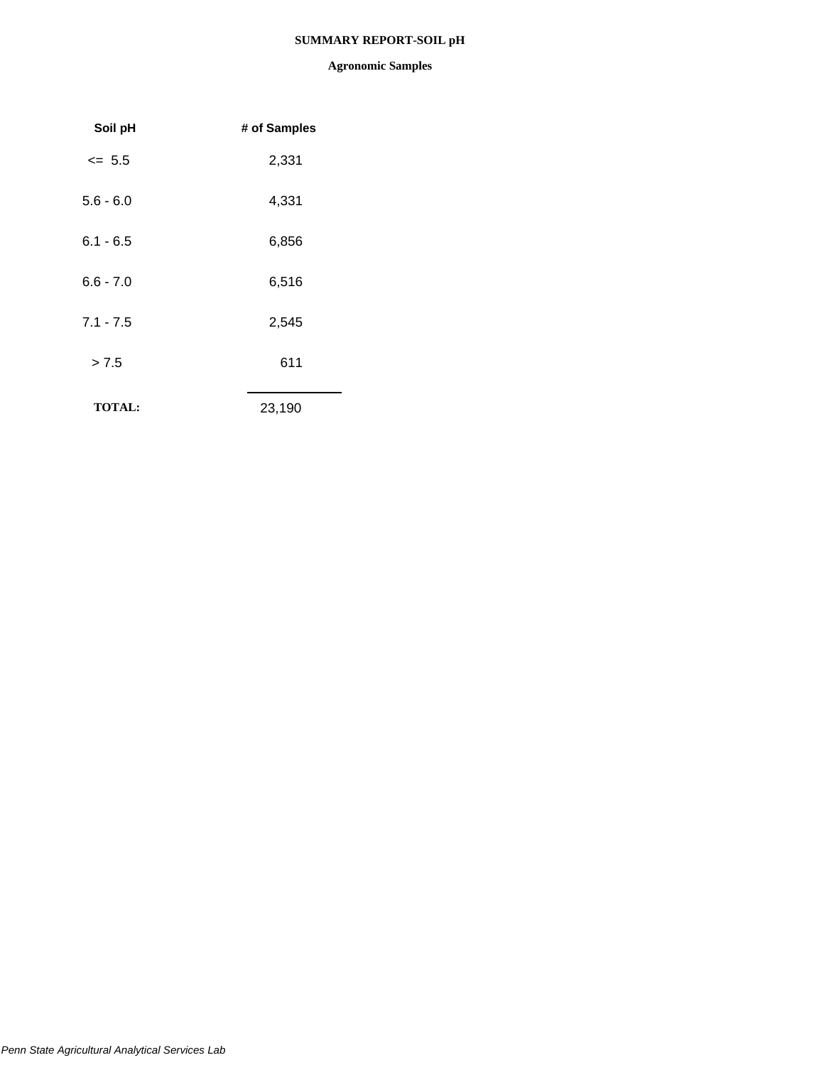# SUMMARY REPORT-SOIL pH

## Agronomic Samples

| Soil pH | # of Samples |
|---|---|
| <= 5.5 | 2,331 |
| 5.6 - 6.0 | 4,331 |
| 6.1 - 6.5 | 6,856 |
| 6.6 - 7.0 | 6,516 |
| 7.1 - 7.5 | 2,545 |
| > 7.5 | 611 |
| **TOTAL:** | 23,190 |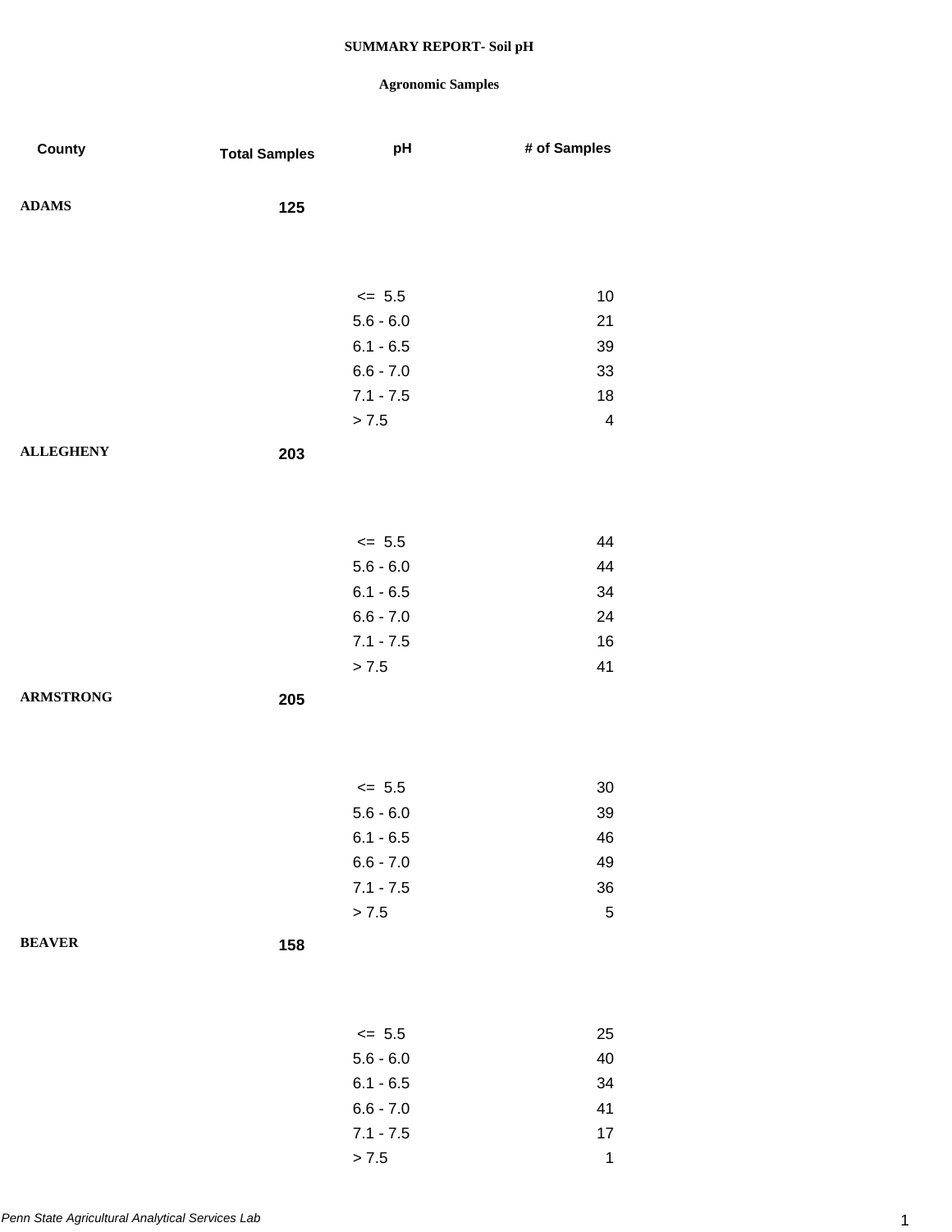# SUMMARY REPORT- Soil pH

## Agronomic Samples

| County | Total Samples | pH | # of Samples |
|---|---|---|---|
| ADAMS | 125 | | |
| | | <= 5.5 | 10 |
| | | 5.6 - 6.0 | 21 |
| | | 6.1 - 6.5 | 39 |
| | | 6.6 - 7.0 | 33 |
| | | 7.1 - 7.5 | 18 |
| | | > 7.5 | 4 |
| ALLEGHENY | 203 | | |
| | | <= 5.5 | 44 |
| | | 5.6 - 6.0 | 44 |
| | | 6.1 - 6.5 | 34 |
| | | 6.6 - 7.0 | 24 |
| | | 7.1 - 7.5 | 16 |
| | | > 7.5 | 41 |
| ARMSTRONG | 205 | | |
| | | <= 5.5 | 30 |
| | | 5.6 - 6.0 | 39 |
| | | 6.1 - 6.5 | 46 |
| | | 6.6 - 7.0 | 49 |
| | | 7.1 - 7.5 | 36 |
| | | > 7.5 | 5 |
| BEAVER | 158 | | |
| | | <= 5.5 | 25 |
| | | 5.6 - 6.0 | 40 |
| | | 6.1 - 6.5 | 34 |
| | | 6.6 - 7.0 | 41 |
| | | 7.1 - 7.5 | 17 |
| | | > 7.5 | 1 |

*Penn State Agricultural Analytical Services Lab*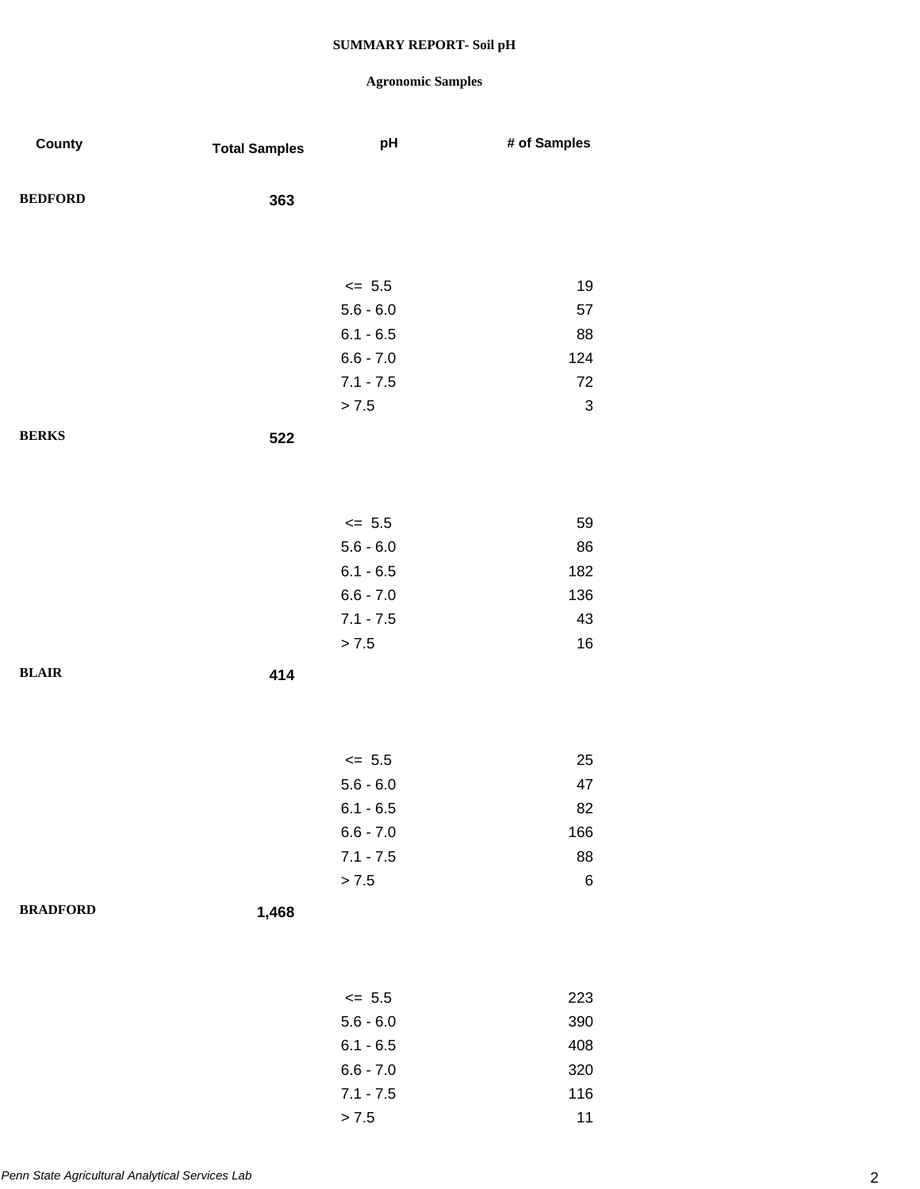**SUMMARY REPORT- Soil pH**

**Agronomic Samples**

| County | Total Samples | pH | # of Samples |
|---|---|---|---|
| **BEDFORD** | **363** | | |
| | | <= 5.5 | 19 |
| | | 5.6 - 6.0 | 57 |
| | | 6.1 - 6.5 | 88 |
| | | 6.6 - 7.0 | 124 |
| | | 7.1 - 7.5 | 72 |
| | | > 7.5 | 3 |
| **BERKS** | **522** | | |
| | | <= 5.5 | 59 |
| | | 5.6 - 6.0 | 86 |
| | | 6.1 - 6.5 | 182 |
| | | 6.6 - 7.0 | 136 |
| | | 7.1 - 7.5 | 43 |
| | | > 7.5 | 16 |
| **BLAIR** | **414** | | |
| | | <= 5.5 | 25 |
| | | 5.6 - 6.0 | 47 |
| | | 6.1 - 6.5 | 82 |
| | | 6.6 - 7.0 | 166 |
| | | 7.1 - 7.5 | 88 |
| | | > 7.5 | 6 |
| **BRADFORD** | **1,468** | | |
| | | <= 5.5 | 223 |
| | | 5.6 - 6.0 | 390 |
| | | 6.1 - 6.5 | 408 |
| | | 6.6 - 7.0 | 320 |
| | | 7.1 - 7.5 | 116 |
| | | > 7.5 | 11 |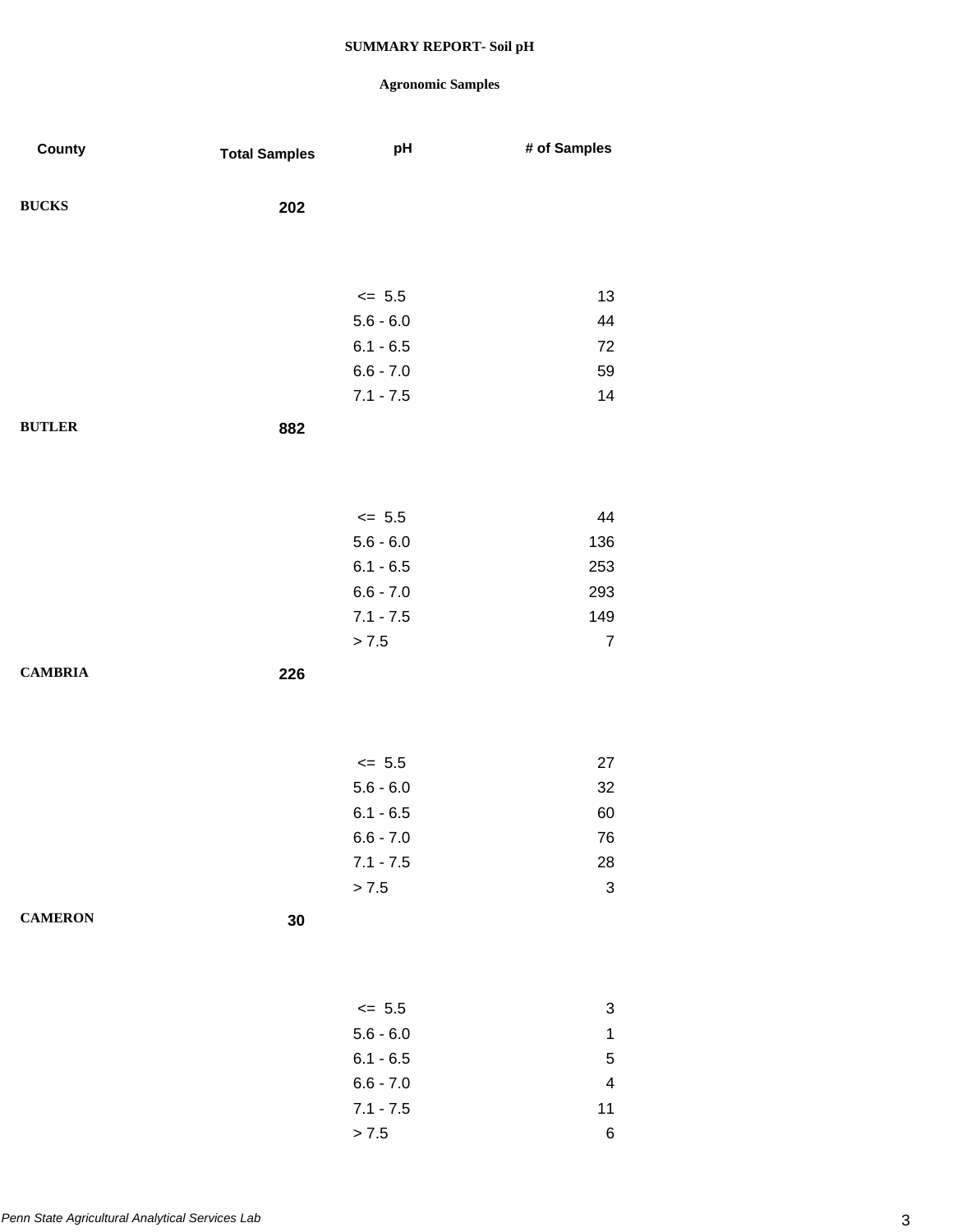**SUMMARY REPORT- Soil pH**

**Agronomic Samples**

| County | Total Samples | pH | # of Samples |
|---|---|---|---|
| BUCKS | 202 | | |
| | | <= 5.5 | 13 |
| | | 5.6 - 6.0 | 44 |
| | | 6.1 - 6.5 | 72 |
| | | 6.6 - 7.0 | 59 |
| | | 7.1 - 7.5 | 14 |
| BUTLER | 882 | | |
| | | <= 5.5 | 44 |
| | | 5.6 - 6.0 | 136 |
| | | 6.1 - 6.5 | 253 |
| | | 6.6 - 7.0 | 293 |
| | | 7.1 - 7.5 | 149 |
| | | > 7.5 | 7 |
| CAMBRIA | 226 | | |
| | | <= 5.5 | 27 |
| | | 5.6 - 6.0 | 32 |
| | | 6.1 - 6.5 | 60 |
| | | 6.6 - 7.0 | 76 |
| | | 7.1 - 7.5 | 28 |
| | | > 7.5 | 3 |
| CAMERON | 30 | | |
| | | <= 5.5 | 3 |
| | | 5.6 - 6.0 | 1 |
| | | 6.1 - 6.5 | 5 |
| | | 6.6 - 7.0 | 4 |
| | | 7.1 - 7.5 | 11 |
| | | > 7.5 | 6 |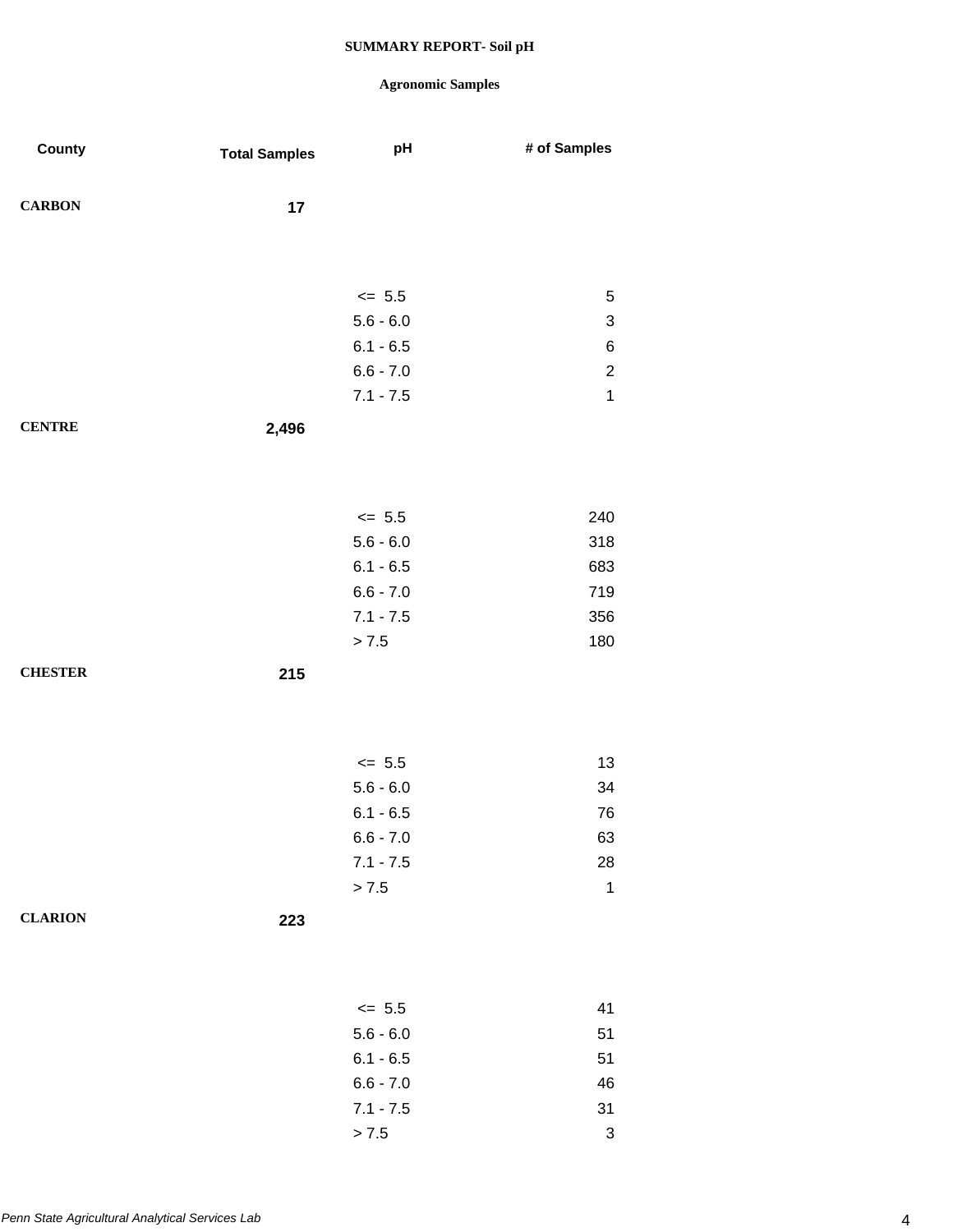**SUMMARY REPORT- Soil pH**

**Agronomic Samples**

| County | Total Samples | pH | # of Samples |
|---|---|---|---|
| **CARBON** | **17** | | |
| | | <= 5.5 | 5 |
| | | 5.6 - 6.0 | 3 |
| | | 6.1 - 6.5 | 6 |
| | | 6.6 - 7.0 | 2 |
| | | 7.1 - 7.5 | 1 |
| **CENTRE** | **2,496** | | |
| | | <= 5.5 | 240 |
| | | 5.6 - 6.0 | 318 |
| | | 6.1 - 6.5 | 683 |
| | | 6.6 - 7.0 | 719 |
| | | 7.1 - 7.5 | 356 |
| | | > 7.5 | 180 |
| **CHESTER** | **215** | | |
| | | <= 5.5 | 13 |
| | | 5.6 - 6.0 | 34 |
| | | 6.1 - 6.5 | 76 |
| | | 6.6 - 7.0 | 63 |
| | | 7.1 - 7.5 | 28 |
| | | > 7.5 | 1 |
| **CLARION** | **223** | | |
| | | <= 5.5 | 41 |
| | | 5.6 - 6.0 | 51 |
| | | 6.1 - 6.5 | 51 |
| | | 6.6 - 7.0 | 46 |
| | | 7.1 - 7.5 | 31 |
| | | > 7.5 | 3 |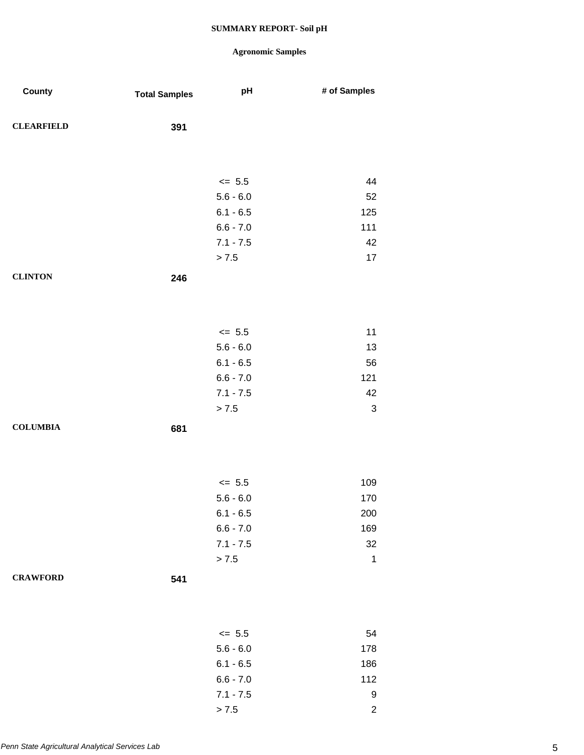**SUMMARY REPORT- Soil pH**

**Agronomic Samples**

| County | Total Samples | pH | # of Samples |
|---|---|---|---|
| **CLEARFIELD** | **391** | | |
| | | <= 5.5 | 44 |
| | | 5.6 - 6.0 | 52 |
| | | 6.1 - 6.5 | 125 |
| | | 6.6 - 7.0 | 111 |
| | | 7.1 - 7.5 | 42 |
| | | > 7.5 | 17 |
| **CLINTON** | **246** | | |
| | | <= 5.5 | 11 |
| | | 5.6 - 6.0 | 13 |
| | | 6.1 - 6.5 | 56 |
| | | 6.6 - 7.0 | 121 |
| | | 7.1 - 7.5 | 42 |
| | | > 7.5 | 3 |
| **COLUMBIA** | **681** | | |
| | | <= 5.5 | 109 |
| | | 5.6 - 6.0 | 170 |
| | | 6.1 - 6.5 | 200 |
| | | 6.6 - 7.0 | 169 |
| | | 7.1 - 7.5 | 32 |
| | | > 7.5 | 1 |
| **CRAWFORD** | **541** | | |
| | | <= 5.5 | 54 |
| | | 5.6 - 6.0 | 178 |
| | | 6.1 - 6.5 | 186 |
| | | 6.6 - 7.0 | 112 |
| | | 7.1 - 7.5 | 9 |
| | | > 7.5 | 2 |

*Penn State Agricultural Analytical Services Lab*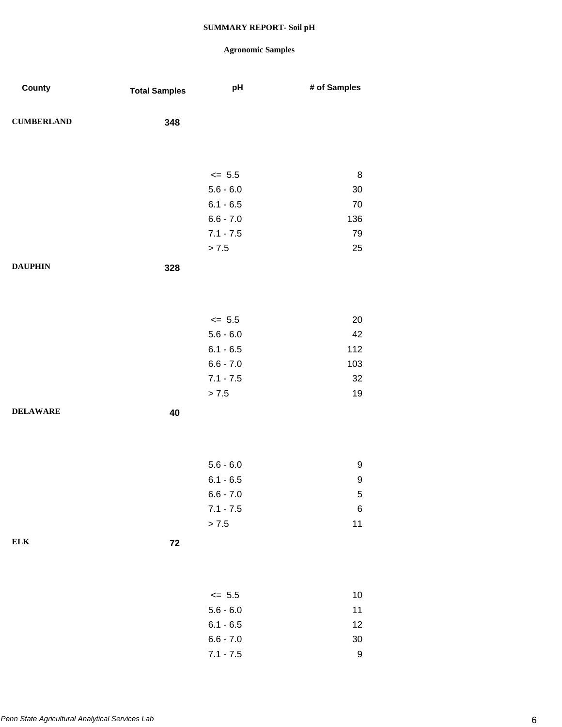**SUMMARY REPORT- Soil pH**

**Agronomic Samples**

| County | Total Samples | pH | # of Samples |
|---|---|---|---|
| **CUMBERLAND** | **348** | | |
| | | <=  5.5 | 8 |
| | | 5.6 - 6.0 | 30 |
| | | 6.1 - 6.5 | 70 |
| | | 6.6 - 7.0 | 136 |
| | | 7.1 - 7.5 | 79 |
| | | > 7.5 | 25 |
| **DAUPHIN** | **328** | | |
| | | <=  5.5 | 20 |
| | | 5.6 - 6.0 | 42 |
| | | 6.1 - 6.5 | 112 |
| | | 6.6 - 7.0 | 103 |
| | | 7.1 - 7.5 | 32 |
| | | > 7.5 | 19 |
| **DELAWARE** | **40** | | |
| | | 5.6 - 6.0 | 9 |
| | | 6.1 - 6.5 | 9 |
| | | 6.6 - 7.0 | 5 |
| | | 7.1 - 7.5 | 6 |
| | | > 7.5 | 11 |
| **ELK** | **72** | | |
| | | <=  5.5 | 10 |
| | | 5.6 - 6.0 | 11 |
| | | 6.1 - 6.5 | 12 |
| | | 6.6 - 7.0 | 30 |
| | | 7.1 - 7.5 | 9 |

*Penn State Agricultural Analytical Services Lab*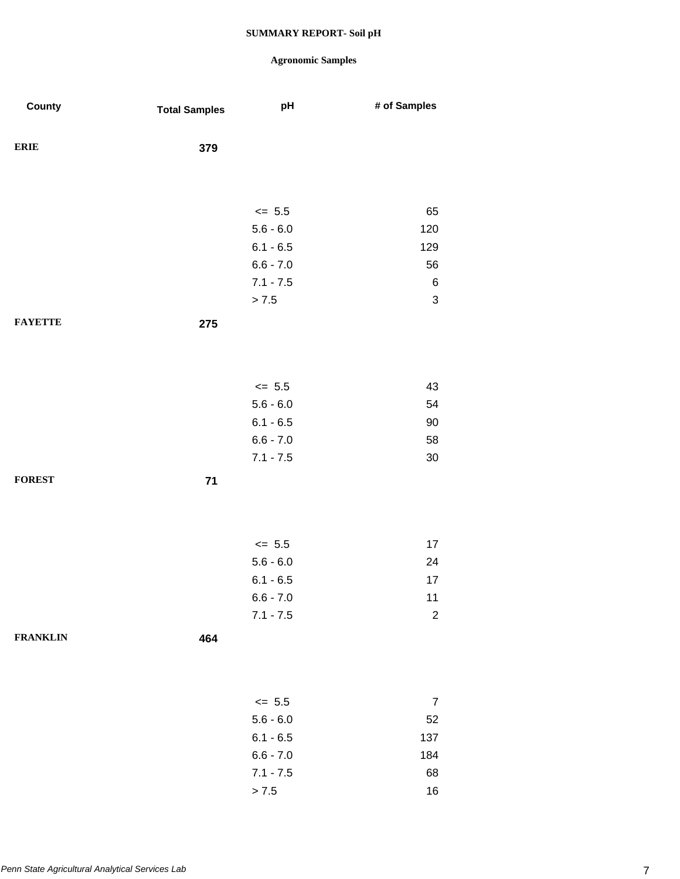**SUMMARY REPORT- Soil pH**

**Agronomic Samples**

| County | Total Samples | pH | # of Samples |
|---|---|---|---|
| **ERIE** | **379** | | |
| | | <= 5.5 | 65 |
| | | 5.6 - 6.0 | 120 |
| | | 6.1 - 6.5 | 129 |
| | | 6.6 - 7.0 | 56 |
| | | 7.1 - 7.5 | 6 |
| | | > 7.5 | 3 |
| **FAYETTE** | **275** | | |
| | | <= 5.5 | 43 |
| | | 5.6 - 6.0 | 54 |
| | | 6.1 - 6.5 | 90 |
| | | 6.6 - 7.0 | 58 |
| | | 7.1 - 7.5 | 30 |
| **FOREST** | **71** | | |
| | | <= 5.5 | 17 |
| | | 5.6 - 6.0 | 24 |
| | | 6.1 - 6.5 | 17 |
| | | 6.6 - 7.0 | 11 |
| | | 7.1 - 7.5 | 2 |
| **FRANKLIN** | **464** | | |
| | | <= 5.5 | 7 |
| | | 5.6 - 6.0 | 52 |
| | | 6.1 - 6.5 | 137 |
| | | 6.6 - 7.0 | 184 |
| | | 7.1 - 7.5 | 68 |
| | | > 7.5 | 16 |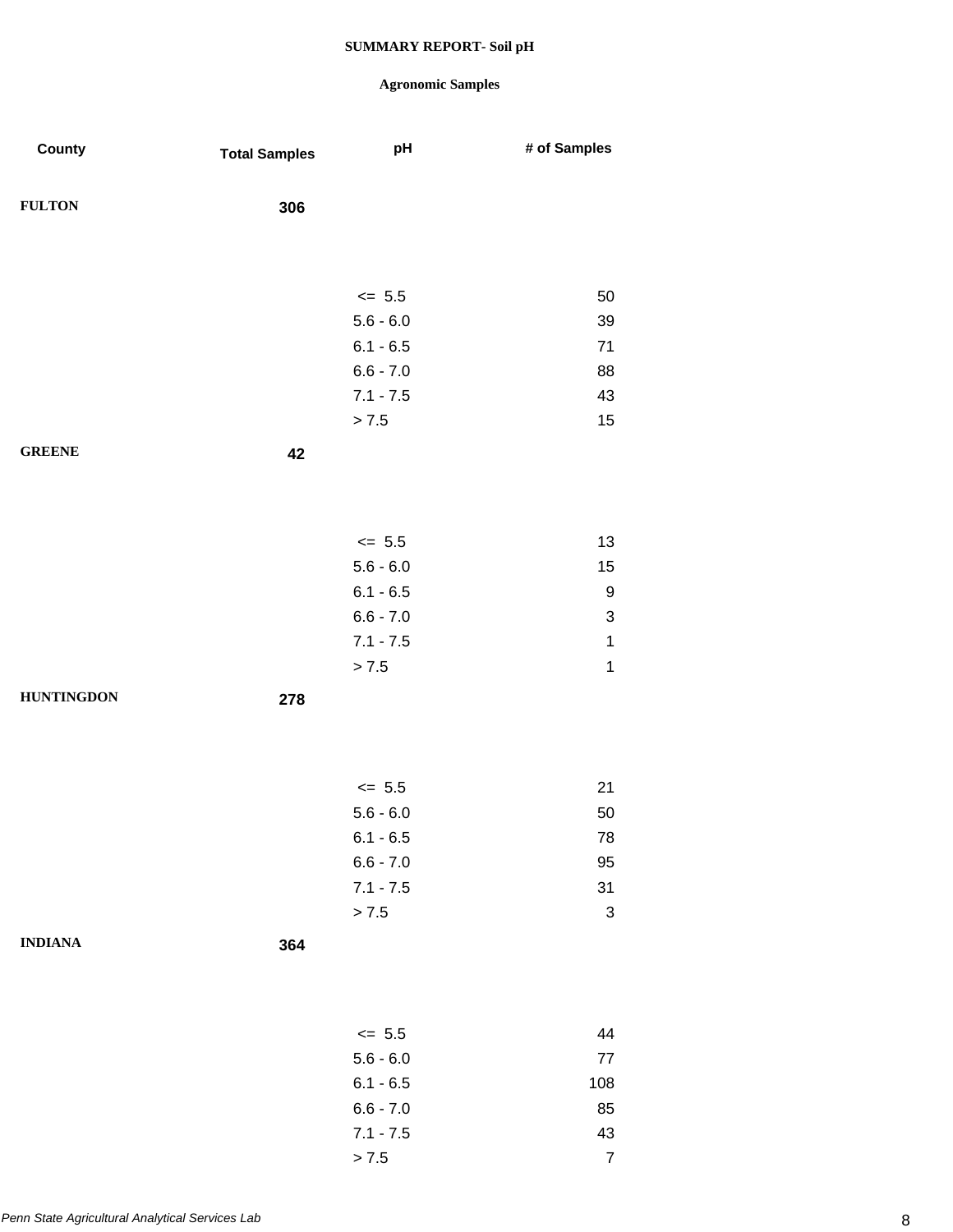**SUMMARY REPORT- Soil pH**

**Agronomic Samples**

| County | Total Samples | pH | # of Samples |
|---|---|---|---|
| FULTON | 306 | | |
| | | <= 5.5 | 50 |
| | | 5.6 - 6.0 | 39 |
| | | 6.1 - 6.5 | 71 |
| | | 6.6 - 7.0 | 88 |
| | | 7.1 - 7.5 | 43 |
| | | > 7.5 | 15 |
| GREENE | 42 | | |
| | | <= 5.5 | 13 |
| | | 5.6 - 6.0 | 15 |
| | | 6.1 - 6.5 | 9 |
| | | 6.6 - 7.0 | 3 |
| | | 7.1 - 7.5 | 1 |
| | | > 7.5 | 1 |
| HUNTINGDON | 278 | | |
| | | <= 5.5 | 21 |
| | | 5.6 - 6.0 | 50 |
| | | 6.1 - 6.5 | 78 |
| | | 6.6 - 7.0 | 95 |
| | | 7.1 - 7.5 | 31 |
| | | > 7.5 | 3 |
| INDIANA | 364 | | |
| | | <= 5.5 | 44 |
| | | 5.6 - 6.0 | 77 |
| | | 6.1 - 6.5 | 108 |
| | | 6.6 - 7.0 | 85 |
| | | 7.1 - 7.5 | 43 |
| | | > 7.5 | 7 |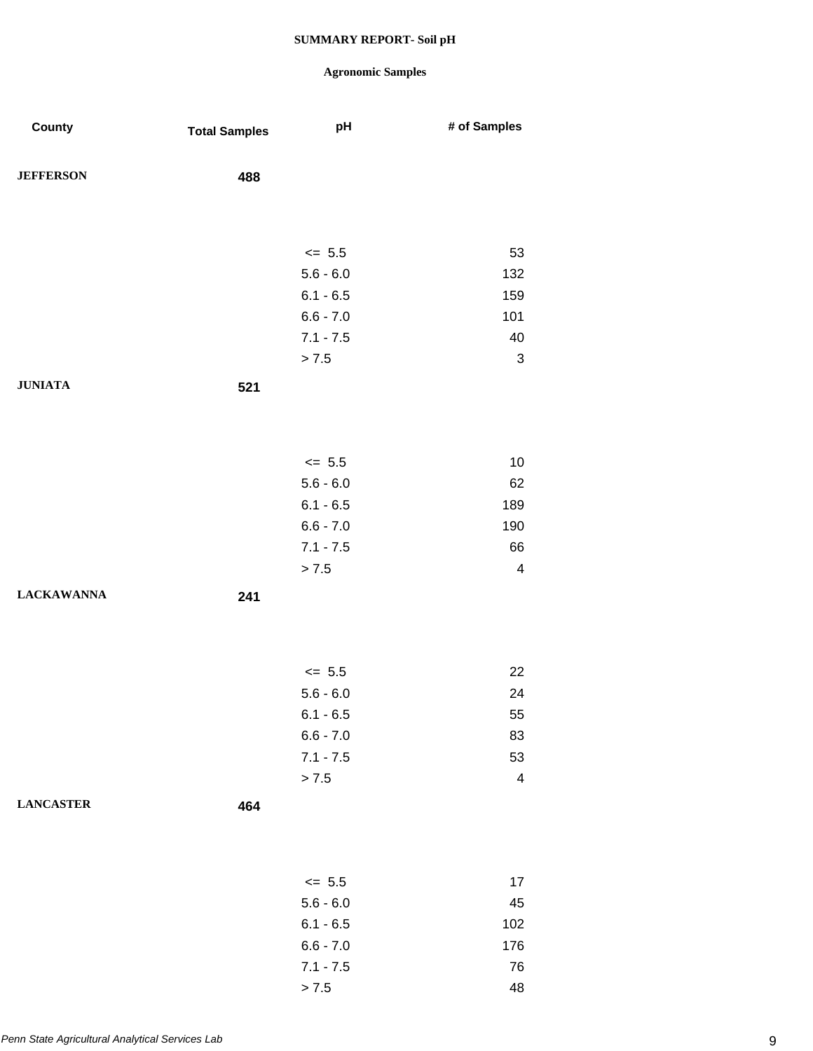# SUMMARY REPORT- Soil pH

## Agronomic Samples

| County | Total Samples | pH | # of Samples |
|---|---|---|---|
| JEFFERSON | 488 | | |
| | | <= 5.5 | 53 |
| | | 5.6 - 6.0 | 132 |
| | | 6.1 - 6.5 | 159 |
| | | 6.6 - 7.0 | 101 |
| | | 7.1 - 7.5 | 40 |
| | | > 7.5 | 3 |
| JUNIATA | 521 | | |
| | | <= 5.5 | 10 |
| | | 5.6 - 6.0 | 62 |
| | | 6.1 - 6.5 | 189 |
| | | 6.6 - 7.0 | 190 |
| | | 7.1 - 7.5 | 66 |
| | | > 7.5 | 4 |
| LACKAWANNA | 241 | | |
| | | <= 5.5 | 22 |
| | | 5.6 - 6.0 | 24 |
| | | 6.1 - 6.5 | 55 |
| | | 6.6 - 7.0 | 83 |
| | | 7.1 - 7.5 | 53 |
| | | > 7.5 | 4 |
| LANCASTER | 464 | | |
| | | <= 5.5 | 17 |
| | | 5.6 - 6.0 | 45 |
| | | 6.1 - 6.5 | 102 |
| | | 6.6 - 7.0 | 176 |
| | | 7.1 - 7.5 | 76 |
| | | > 7.5 | 48 |

*Penn State Agricultural Analytical Services Lab*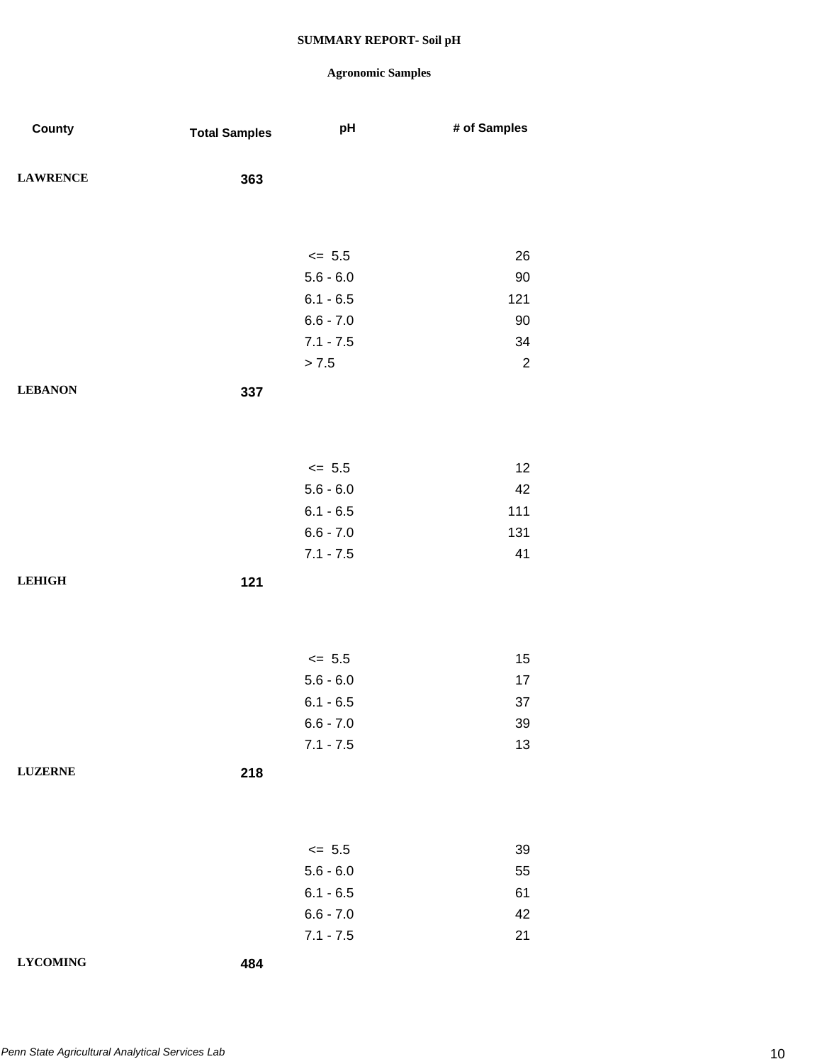**SUMMARY REPORT- Soil pH**

**Agronomic Samples**

| County | Total Samples | pH | # of Samples |
|---|---|---|---|
| **LAWRENCE** | **363** | | |
| | | <= 5.5 | 26 |
| | | 5.6 - 6.0 | 90 |
| | | 6.1 - 6.5 | 121 |
| | | 6.6 - 7.0 | 90 |
| | | 7.1 - 7.5 | 34 |
| | | > 7.5 | 2 |
| **LEBANON** | **337** | | |
| | | <= 5.5 | 12 |
| | | 5.6 - 6.0 | 42 |
| | | 6.1 - 6.5 | 111 |
| | | 6.6 - 7.0 | 131 |
| | | 7.1 - 7.5 | 41 |
| **LEHIGH** | **121** | | |
| | | <= 5.5 | 15 |
| | | 5.6 - 6.0 | 17 |
| | | 6.1 - 6.5 | 37 |
| | | 6.6 - 7.0 | 39 |
| | | 7.1 - 7.5 | 13 |
| **LUZERNE** | **218** | | |
| | | <= 5.5 | 39 |
| | | 5.6 - 6.0 | 55 |
| | | 6.1 - 6.5 | 61 |
| | | 6.6 - 7.0 | 42 |
| | | 7.1 - 7.5 | 21 |
| **LYCOMING** | **484** | | |

*Penn State Agricultural Analytical Services Lab*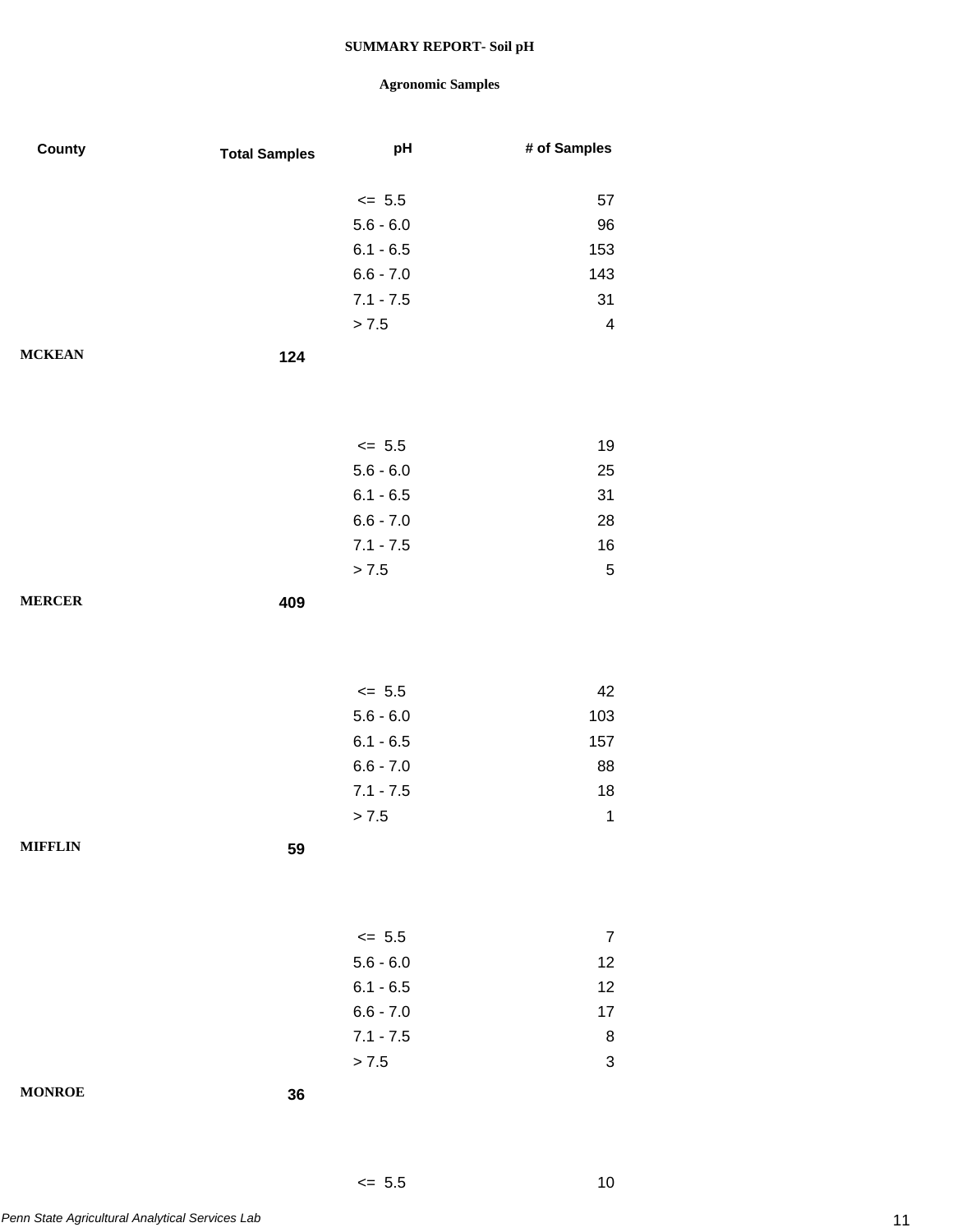**SUMMARY REPORT- Soil pH**

**Agronomic Samples**

| County | Total Samples | pH | # of Samples |
|---|---|---|---|
| | | <= 5.5 | 57 |
| | | 5.6 - 6.0 | 96 |
| | | 6.1 - 6.5 | 153 |
| | | 6.6 - 7.0 | 143 |
| | | 7.1 - 7.5 | 31 |
| | | > 7.5 | 4 |
| **MCKEAN** | **124** | | |
| | | <= 5.5 | 19 |
| | | 5.6 - 6.0 | 25 |
| | | 6.1 - 6.5 | 31 |
| | | 6.6 - 7.0 | 28 |
| | | 7.1 - 7.5 | 16 |
| | | > 7.5 | 5 |
| **MERCER** | **409** | | |
| | | <= 5.5 | 42 |
| | | 5.6 - 6.0 | 103 |
| | | 6.1 - 6.5 | 157 |
| | | 6.6 - 7.0 | 88 |
| | | 7.1 - 7.5 | 18 |
| | | > 7.5 | 1 |
| **MIFFLIN** | **59** | | |
| | | <= 5.5 | 7 |
| | | 5.6 - 6.0 | 12 |
| | | 6.1 - 6.5 | 12 |
| | | 6.6 - 7.0 | 17 |
| | | 7.1 - 7.5 | 8 |
| | | > 7.5 | 3 |
| **MONROE** | **36** | | |
| | | <= 5.5 | 10 |

*Penn State Agricultural Analytical Services Lab*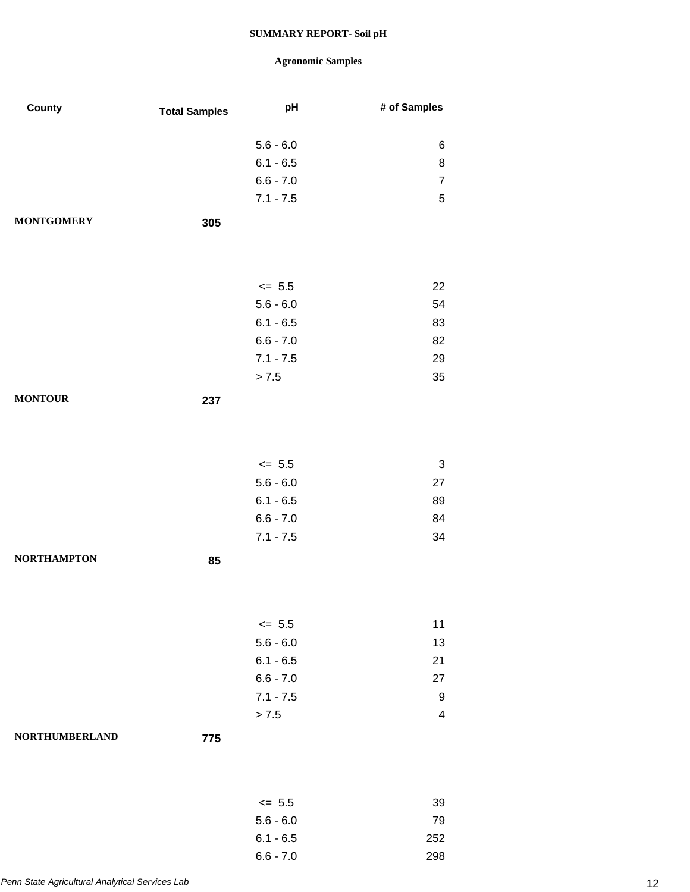**SUMMARY REPORT- Soil pH**

**Agronomic Samples**

| County | Total Samples | pH | # of Samples |
|---|---|---|---|
| | | 5.6 - 6.0 | 6 |
| | | 6.1 - 6.5 | 8 |
| | | 6.6 - 7.0 | 7 |
| | | 7.1 - 7.5 | 5 |
| **MONTGOMERY** | **305** | | |
| | | <= 5.5 | 22 |
| | | 5.6 - 6.0 | 54 |
| | | 6.1 - 6.5 | 83 |
| | | 6.6 - 7.0 | 82 |
| | | 7.1 - 7.5 | 29 |
| | | > 7.5 | 35 |
| **MONTOUR** | **237** | | |
| | | <= 5.5 | 3 |
| | | 5.6 - 6.0 | 27 |
| | | 6.1 - 6.5 | 89 |
| | | 6.6 - 7.0 | 84 |
| | | 7.1 - 7.5 | 34 |
| **NORTHAMPTON** | **85** | | |
| | | <= 5.5 | 11 |
| | | 5.6 - 6.0 | 13 |
| | | 6.1 - 6.5 | 21 |
| | | 6.6 - 7.0 | 27 |
| | | 7.1 - 7.5 | 9 |
| | | > 7.5 | 4 |
| **NORTHUMBERLAND** | **775** | | |
| | | <= 5.5 | 39 |
| | | 5.6 - 6.0 | 79 |
| | | 6.1 - 6.5 | 252 |
| | | 6.6 - 7.0 | 298 |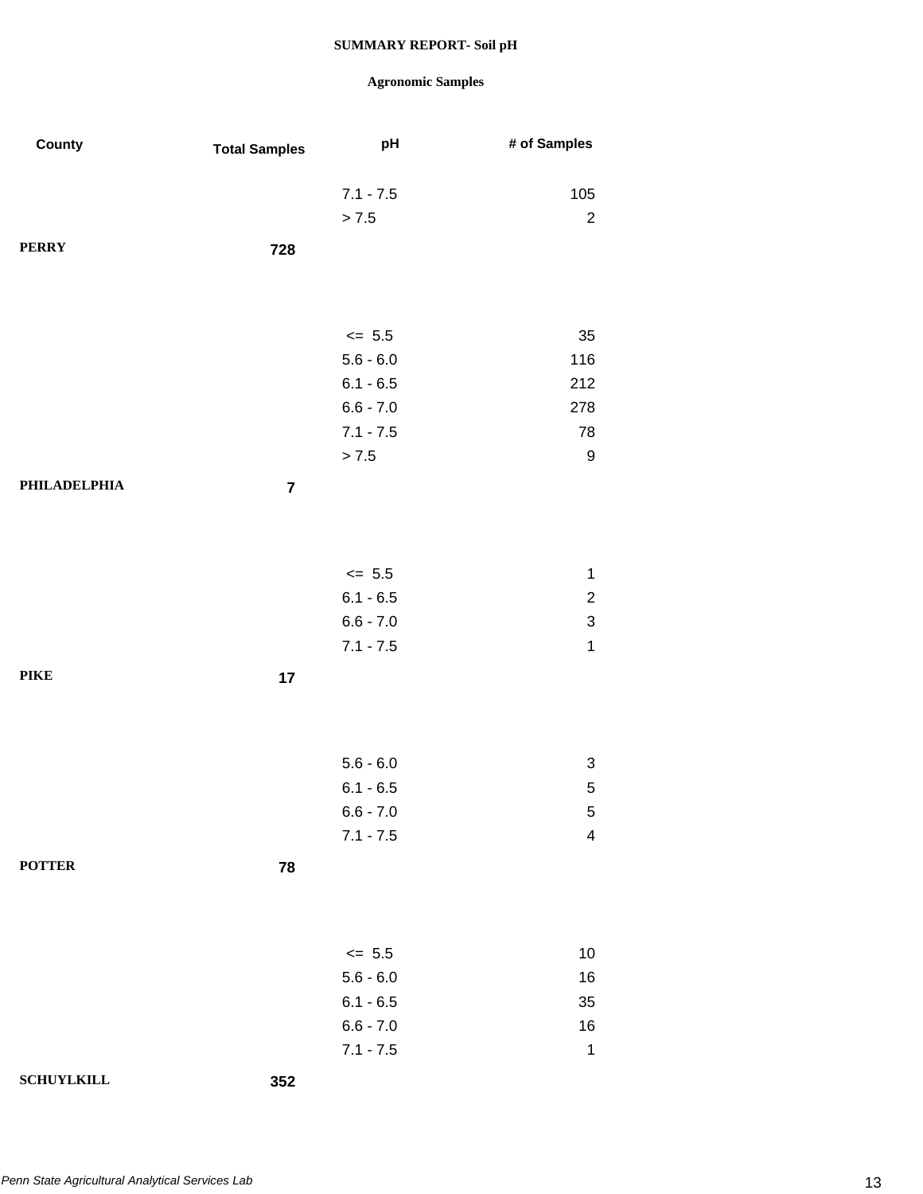**SUMMARY REPORT- Soil pH**

**Agronomic Samples**

| County | Total Samples | pH | # of Samples |
|---|---|---|---|
| | | 7.1 - 7.5 | 105 |
| | | > 7.5 | 2 |
| **PERRY** | **728** | | |
| | | <= 5.5 | 35 |
| | | 5.6 - 6.0 | 116 |
| | | 6.1 - 6.5 | 212 |
| | | 6.6 - 7.0 | 278 |
| | | 7.1 - 7.5 | 78 |
| | | > 7.5 | 9 |
| **PHILADELPHIA** | **7** | | |
| | | <= 5.5 | 1 |
| | | 6.1 - 6.5 | 2 |
| | | 6.6 - 7.0 | 3 |
| | | 7.1 - 7.5 | 1 |
| **PIKE** | **17** | | |
| | | 5.6 - 6.0 | 3 |
| | | 6.1 - 6.5 | 5 |
| | | 6.6 - 7.0 | 5 |
| | | 7.1 - 7.5 | 4 |
| **POTTER** | **78** | | |
| | | <= 5.5 | 10 |
| | | 5.6 - 6.0 | 16 |
| | | 6.1 - 6.5 | 35 |
| | | 6.6 - 7.0 | 16 |
| | | 7.1 - 7.5 | 1 |
| **SCHUYLKILL** | **352** | | |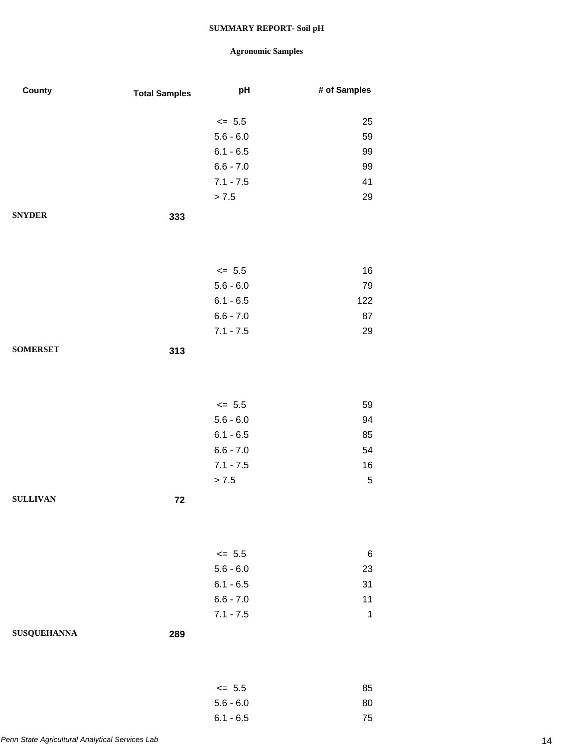**SUMMARY REPORT- Soil pH**

**Agronomic Samples**

| County | Total Samples | pH | # of Samples |
|---|---|---|---|
| | | <= 5.5 | 25 |
| | | 5.6 - 6.0 | 59 |
| | | 6.1 - 6.5 | 99 |
| | | 6.6 - 7.0 | 99 |
| | | 7.1 - 7.5 | 41 |
| | | > 7.5 | 29 |
| **SNYDER** | **333** | | |
| | | <= 5.5 | 16 |
| | | 5.6 - 6.0 | 79 |
| | | 6.1 - 6.5 | 122 |
| | | 6.6 - 7.0 | 87 |
| | | 7.1 - 7.5 | 29 |
| **SOMERSET** | **313** | | |
| | | <= 5.5 | 59 |
| | | 5.6 - 6.0 | 94 |
| | | 6.1 - 6.5 | 85 |
| | | 6.6 - 7.0 | 54 |
| | | 7.1 - 7.5 | 16 |
| | | > 7.5 | 5 |
| **SULLIVAN** | **72** | | |
| | | <= 5.5 | 6 |
| | | 5.6 - 6.0 | 23 |
| | | 6.1 - 6.5 | 31 |
| | | 6.6 - 7.0 | 11 |
| | | 7.1 - 7.5 | 1 |
| **SUSQUEHANNA** | **289** | | |
| | | <= 5.5 | 85 |
| | | 5.6 - 6.0 | 80 |
| | | 6.1 - 6.5 | 75 |

*Penn State Agricultural Analytical Services Lab*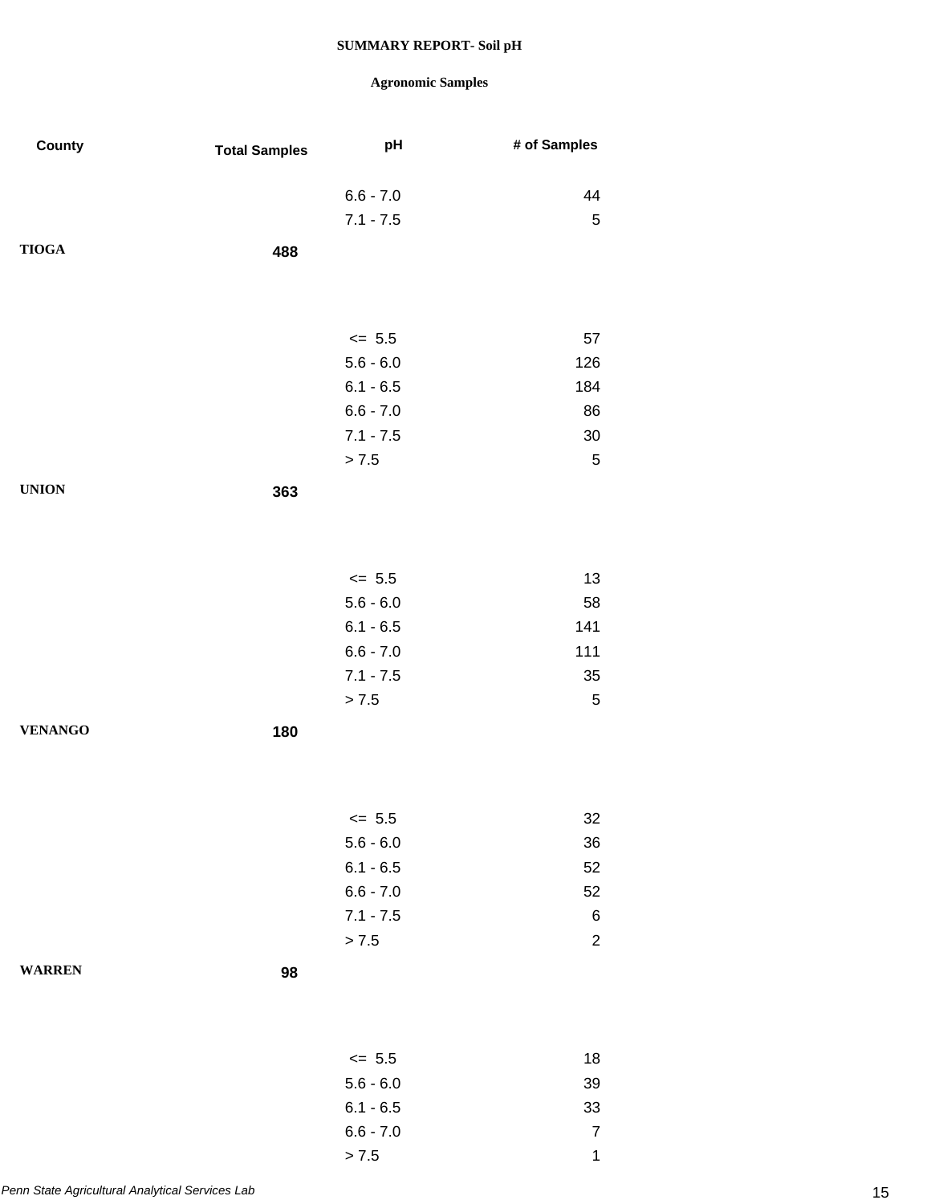**SUMMARY REPORT- Soil pH**

**Agronomic Samples**

| County | Total Samples | pH | # of Samples |
|---|---|---|---|
| | | 6.6 - 7.0 | 44 |
| | | 7.1 - 7.5 | 5 |
| **TIOGA** | **488** | | |
| | | <= 5.5 | 57 |
| | | 5.6 - 6.0 | 126 |
| | | 6.1 - 6.5 | 184 |
| | | 6.6 - 7.0 | 86 |
| | | 7.1 - 7.5 | 30 |
| | | > 7.5 | 5 |
| **UNION** | **363** | | |
| | | <= 5.5 | 13 |
| | | 5.6 - 6.0 | 58 |
| | | 6.1 - 6.5 | 141 |
| | | 6.6 - 7.0 | 111 |
| | | 7.1 - 7.5 | 35 |
| | | > 7.5 | 5 |
| **VENANGO** | **180** | | |
| | | <= 5.5 | 32 |
| | | 5.6 - 6.0 | 36 |
| | | 6.1 - 6.5 | 52 |
| | | 6.6 - 7.0 | 52 |
| | | 7.1 - 7.5 | 6 |
| | | > 7.5 | 2 |
| **WARREN** | **98** | | |
| | | <= 5.5 | 18 |
| | | 5.6 - 6.0 | 39 |
| | | 6.1 - 6.5 | 33 |
| | | 6.6 - 7.0 | 7 |
| | | > 7.5 | 1 |

*Penn State Agricultural Analytical Services Lab*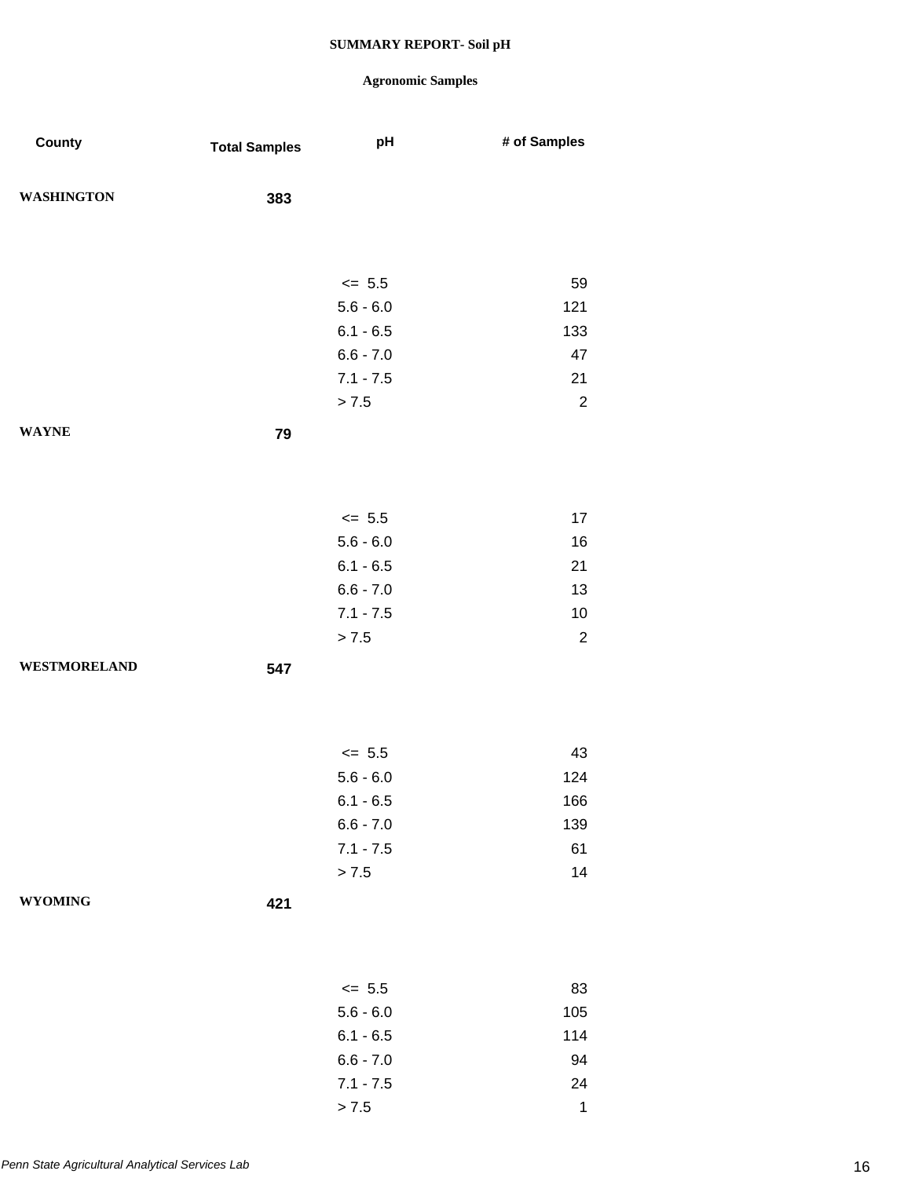# SUMMARY REPORT- Soil pH

## Agronomic Samples

| County | Total Samples | pH | # of Samples |
|---|---|---|---|
| WASHINGTON | 383 | | |
| | | <= 5.5 | 59 |
| | | 5.6 - 6.0 | 121 |
| | | 6.1 - 6.5 | 133 |
| | | 6.6 - 7.0 | 47 |
| | | 7.1 - 7.5 | 21 |
| | | > 7.5 | 2 |
| WAYNE | 79 | | |
| | | <= 5.5 | 17 |
| | | 5.6 - 6.0 | 16 |
| | | 6.1 - 6.5 | 21 |
| | | 6.6 - 7.0 | 13 |
| | | 7.1 - 7.5 | 10 |
| | | > 7.5 | 2 |
| WESTMORELAND | 547 | | |
| | | <= 5.5 | 43 |
| | | 5.6 - 6.0 | 124 |
| | | 6.1 - 6.5 | 166 |
| | | 6.6 - 7.0 | 139 |
| | | 7.1 - 7.5 | 61 |
| | | > 7.5 | 14 |
| WYOMING | 421 | | |
| | | <= 5.5 | 83 |
| | | 5.6 - 6.0 | 105 |
| | | 6.1 - 6.5 | 114 |
| | | 6.6 - 7.0 | 94 |
| | | 7.1 - 7.5 | 24 |
| | | > 7.5 | 1 |

*Penn State Agricultural Analytical Services Lab*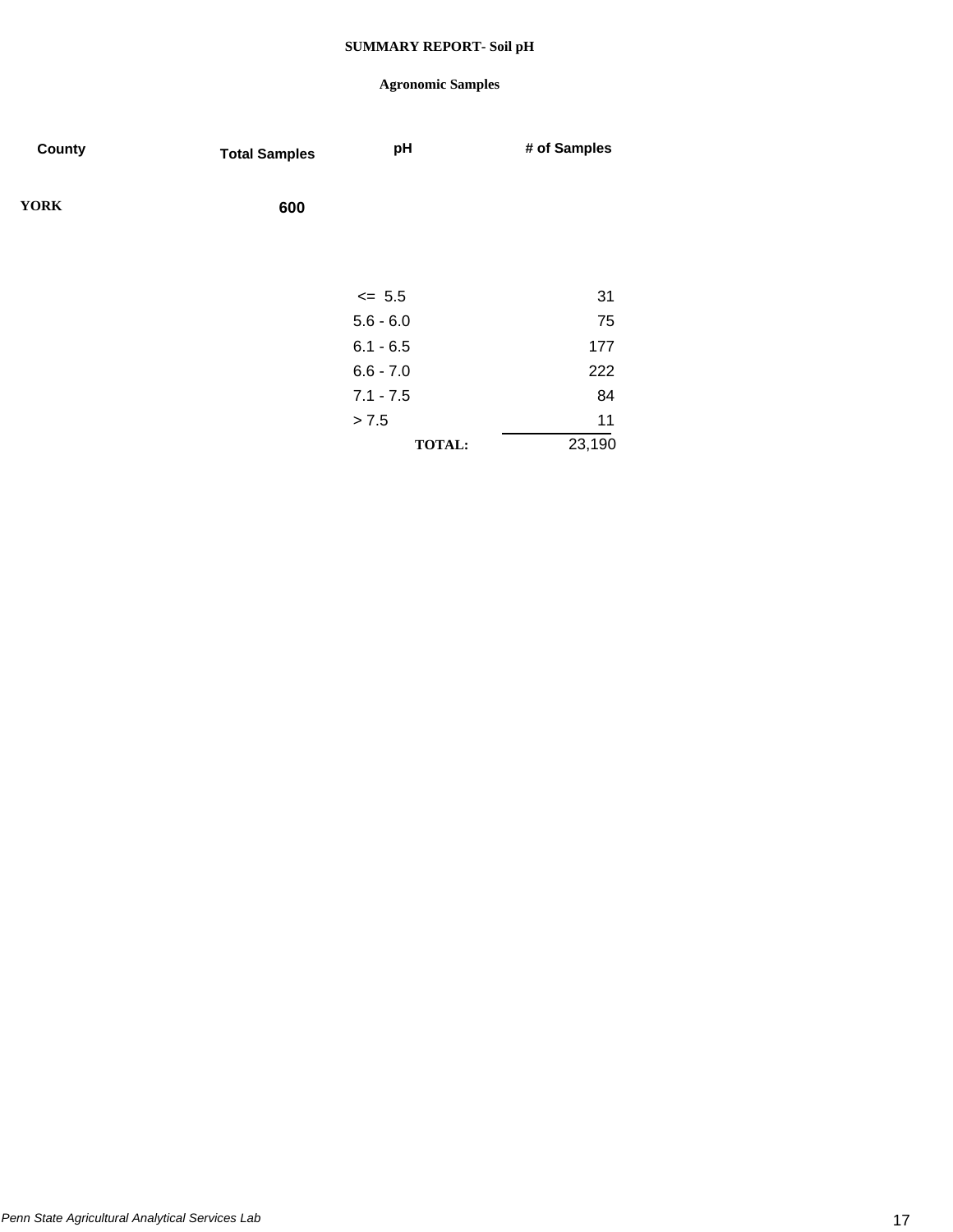**SUMMARY REPORT- Soil pH**

**Agronomic Samples**

| County | Total Samples | pH | # of Samples |
|---|---|---|---|
| YORK | 600 | | |
| | | <= 5.5 | 31 |
| | | 5.6 - 6.0 | 75 |
| | | 6.1 - 6.5 | 177 |
| | | 6.6 - 7.0 | 222 |
| | | 7.1 - 7.5 | 84 |
| | | > 7.5 | 11 |
| | | **TOTAL:** | 23,190 |

*Penn State Agricultural Analytical Services Lab*